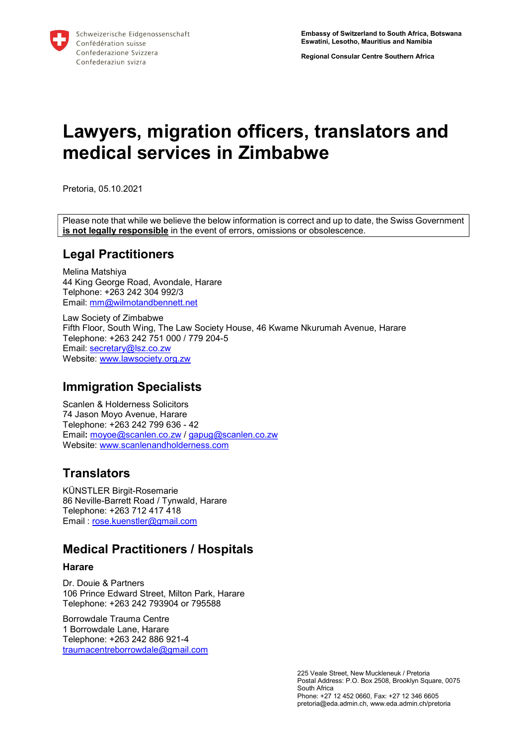Schweizerische Eidgenossenschaft
Confédération suisse
Confederazione Svizzera
Confederaziun svizra

**Embassy of Switzerland to South Africa, Botswana Eswatini, Lesotho, Mauritius and Namibia**

**Regional Consular Centre Southern Africa**

# Lawyers, migration officers, translators and medical services in Zimbabwe

Pretoria, 05.10.2021

Please note that while we believe the below information is correct and up to date, the Swiss Government **is not legally responsible** in the event of errors, omissions or obsolescence.

## Legal Practitioners

Melina Matshiya
44 King George Road, Avondale, Harare
Telphone: +263 242 304 992/3
Email: mm@wilmotandbennett.net

Law Society of Zimbabwe
Fifth Floor, South Wing, The Law Society House, 46 Kwame Nkurumah Avenue, Harare
Telephone: +263 242 751 000 / 779 204-5
Email: secretary@lsz.co.zw
Website: www.lawsociety.org.zw

## Immigration Specialists

Scanlen & Holderness Solicitors
74 Jason Moyo Avenue, Harare
Telephone: +263 242 799 636 - 42
Email**:** moyoe@scanlen.co.zw / gapug@scanlen.co.zw
Website: www.scanlenandholderness.com

## Translators

KÜNSTLER Birgit-Rosemarie
86 Neville-Barrett Road / Tynwald, Harare
Telephone: +263 712 417 418
Email : rose.kuenstler@gmail.com

## Medical Practitioners / Hospitals

### Harare

Dr. Douie & Partners
106 Prince Edward Street, Milton Park, Harare
Telephone: +263 242 793904 or 795588

Borrowdale Trauma Centre
1 Borrowdale Lane, Harare
Telephone: +263 242 886 921-4
traumacentreborrowdale@gmail.com

225 Veale Street, New Muckleneuk / Pretoria
Postal Address: P.O. Box 2508, Brooklyn Square, 0075
South Africa
Phone: +27 12 452 0660, Fax: +27 12 346 6605
pretoria@eda.admin.ch, www.eda.admin.ch/pretoria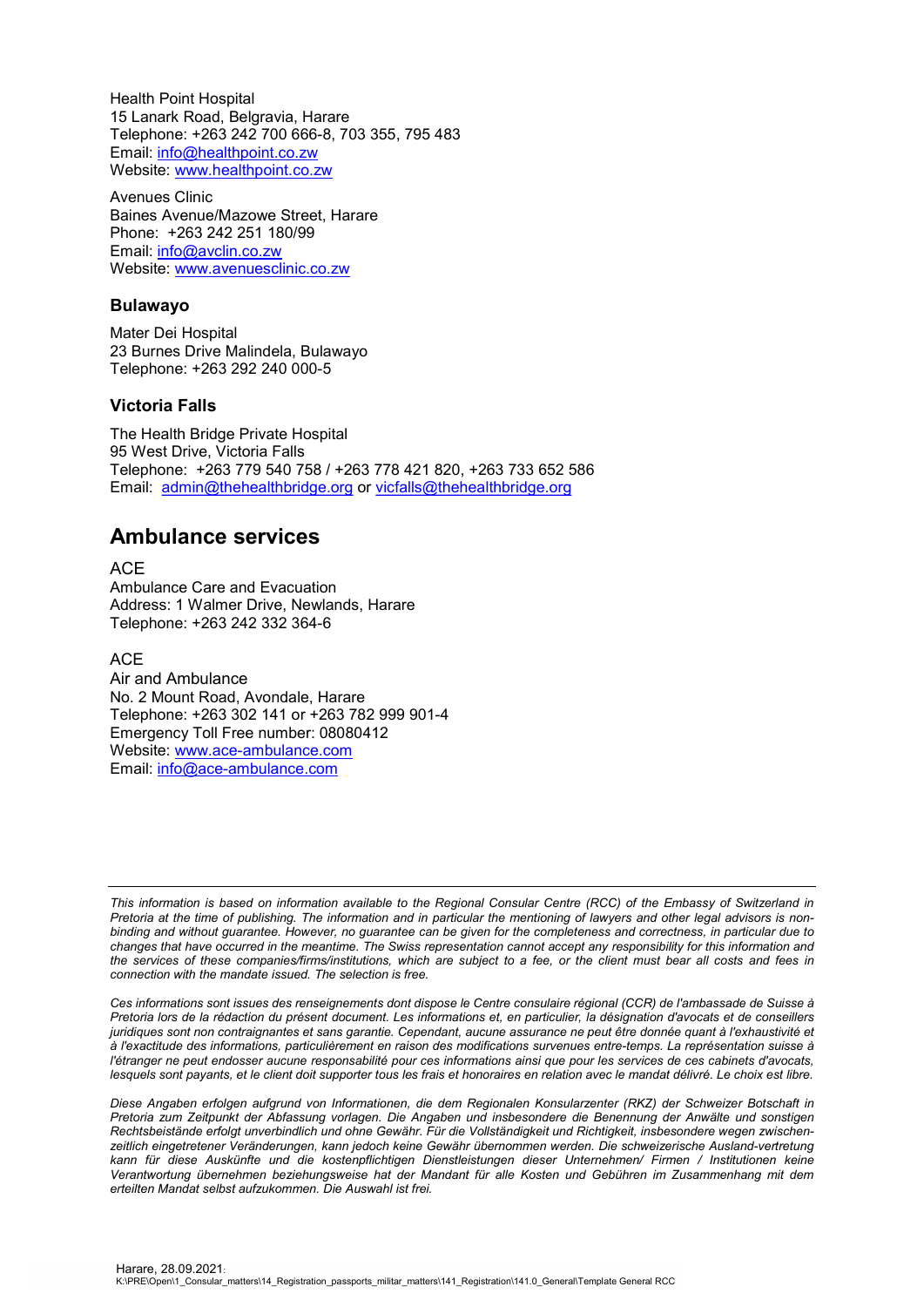Health Point Hospital
15 Lanark Road, Belgravia, Harare
Telephone: +263 242 700 666-8, 703 355, 795 483
Email: info@healthpoint.co.zw
Website: www.healthpoint.co.zw

Avenues Clinic
Baines Avenue/Mazowe Street, Harare
Phone: +263 242 251 180/99
Email: info@avclin.co.zw
Website: www.avenuesclinic.co.zw

### Bulawayo

Mater Dei Hospital
23 Burnes Drive Malindela, Bulawayo
Telephone: +263 292 240 000-5

### Victoria Falls

The Health Bridge Private Hospital
95 West Drive, Victoria Falls
Telephone: +263 779 540 758 / +263 778 421 820, +263 733 652 586
Email: admin@thehealthbridge.org or vicfalls@thehealthbridge.org

## Ambulance services

ACE
Ambulance Care and Evacuation
Address: 1 Walmer Drive, Newlands, Harare
Telephone: +263 242 332 364-6

ACE
Air and Ambulance
No. 2 Mount Road, Avondale, Harare
Telephone: +263 302 141 or +263 782 999 901-4
Emergency Toll Free number: 08080412
Website: www.ace-ambulance.com
Email: info@ace-ambulance.com

---

*This information is based on information available to the Regional Consular Centre (RCC) of the Embassy of Switzerland in Pretoria at the time of publishing. The information and in particular the mentioning of lawyers and other legal advisors is non-binding and without guarantee. However, no guarantee can be given for the completeness and correctness, in particular due to changes that have occurred in the meantime. The Swiss representation cannot accept any responsibility for this information and the services of these companies/firms/institutions, which are subject to a fee, or the client must bear all costs and fees in connection with the mandate issued. The selection is free.*

*Ces informations sont issues des renseignements dont dispose le Centre consulaire régional (CCR) de l'ambassade de Suisse à Pretoria lors de la rédaction du présent document. Les informations et, en particulier, la désignation d'avocats et de conseillers juridiques sont non contraignantes et sans garantie. Cependant, aucune assurance ne peut être donnée quant à l'exhaustivité et à l'exactitude des informations, particulièrement en raison des modifications survenues entre-temps. La représentation suisse à l'étranger ne peut endosser aucune responsabilité pour ces informations ainsi que pour les services de ces cabinets d'avocats, lesquels sont payants, et le client doit supporter tous les frais et honoraires en relation avec le mandat délivré. Le choix est libre.*

*Diese Angaben erfolgen aufgrund von Informationen, die dem Regionalen Konsularzenter (RKZ) der Schweizer Botschaft in Pretoria zum Zeitpunkt der Abfassung vorlagen. Die Angaben und insbesondere die Benennung der Anwälte und sonstigen Rechtsbeistände erfolgt unverbindlich und ohne Gewähr. Für die Vollständigkeit und Richtigkeit, insbesondere wegen zwischenzeitlich eingetretener Veränderungen, kann jedoch keine Gewähr übernommen werden. Die schweizerische Ausland-vertretung kann für diese Auskünfte und die kostenpflichtigen Dienstleistungen dieser Unternehmen/ Firmen / Institutionen keine Verantwortung übernehmen beziehungsweise hat der Mandant für alle Kosten und Gebühren im Zusammenhang mit dem erteilten Mandat selbst aufzukommen. Die Auswahl ist frei.*

Harare, 28.09.2021
K:\PRE\Open\1_Consular_matters\14_Registration_passports_militar_matters\141_Registration\141.0_General\Template General RCC